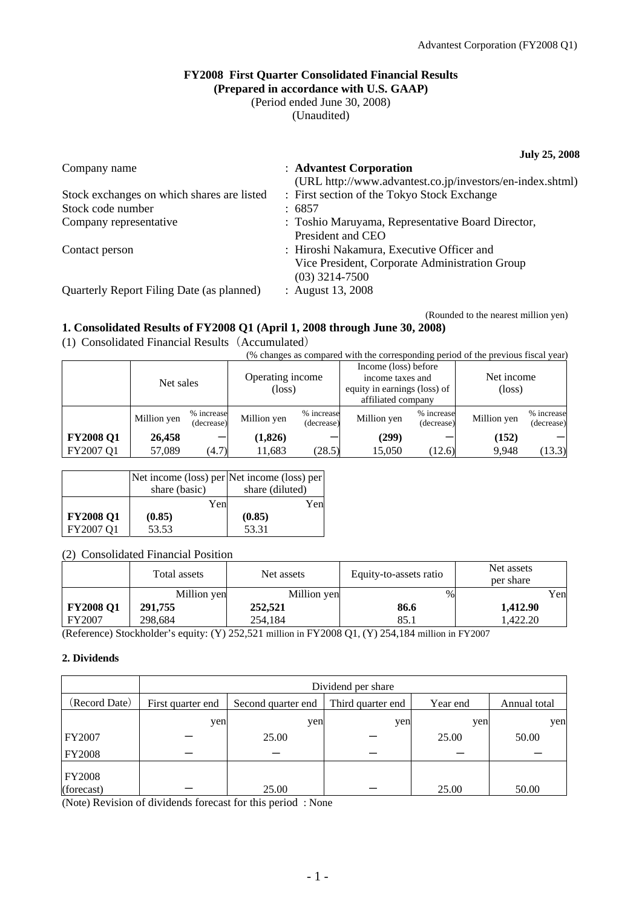# FY2008 First Quarter Consolidated Financial Results
**(Prepared in accordance with U.S. GAAP)**
(Period ended June 30, 2008)
(Unaudited)

**July 25, 2008**

| | |
|---|---|
| Company name | : **Advantest Corporation** (URL http://www.advantest.co.jp/investors/en-index.shtml) |
| Stock exchanges on which shares are listed | : First section of the Tokyo Stock Exchange |
| Stock code number | : 6857 |
| Company representative | : Toshio Maruyama, Representative Board Director, President and CEO |
| Contact person | : Hiroshi Nakamura, Executive Officer and Vice President, Corporate Administration Group (03) 3214-7500 |
| Quarterly Report Filing Date (as planned) | : August 13, 2008 |

(Rounded to the nearest million yen)

## 1. Consolidated Results of FY2008 Q1 (April 1, 2008 through June 30, 2008)

(1) Consolidated Financial Results（Accumulated）

(% changes as compared with the corresponding period of the previous fiscal year)

| | Net sales | | Operating income (loss) | | Income (loss) before income taxes and equity in earnings (loss) of affiliated company | | Net income (loss) | |
|---|---|---|---|---|---|---|---|---|
| | Million yen | % increase (decrease) | Million yen | % increase (decrease) | Million yen | % increase (decrease) | Million yen | % increase (decrease) |
| **FY2008 Q1** | **26,458** | － | **(1,826)** | － | **(299)** | － | **(152)** | － |
| FY2007 Q1 | 57,089 | (4.7) | 11,683 | (28.5) | 15,050 | (12.6) | 9,948 | (13.3) |

| | Net income (loss) per share (basic) | Net income (loss) per share (diluted) |
|---|---|---|
| | Yen | Yen |
| **FY2008 Q1** | **(0.85)** | **(0.85)** |
| FY2007 Q1 | 53.53 | 53.31 |

(2) Consolidated Financial Position

| | Total assets | Net assets | Equity-to-assets ratio | Net assets per share |
|---|---|---|---|---|
| | Million yen | Million yen | % | Yen |
| **FY2008 Q1** | **291,755** | **252,521** | **86.6** | **1,412.90** |
| FY2007 | 298,684 | 254,184 | 85.1 | 1,422.20 |

(Reference) Stockholder's equity: (Y) 252,521 million in FY2008 Q1, (Y) 254,184 million in FY2007

### 2. Dividends

| | Dividend per share | | | | |
|---|---|---|---|---|---|
| (Record Date) | First quarter end | Second quarter end | Third quarter end | Year end | Annual total |
| | yen | yen | yen | yen | yen |
| FY2007 | － | 25.00 | － | 25.00 | 50.00 |
| FY2008 | － | － | － | － | － |
| FY2008 (forecast) | － | 25.00 | － | 25.00 | 50.00 |

(Note) Revision of dividends forecast for this period : None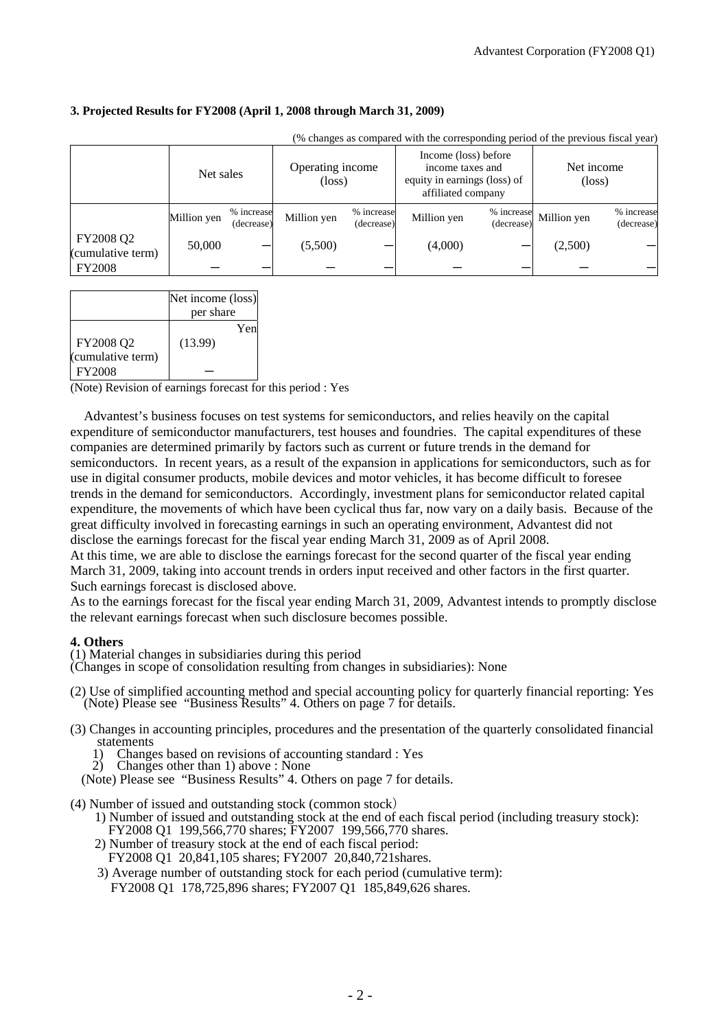### 3. Projected Results for FY2008 (April 1, 2008 through March 31, 2009)

(% changes as compared with the corresponding period of the previous fiscal year)

| | Net sales | | Operating income (loss) | | Income (loss) before income taxes and equity in earnings (loss) of affiliated company | | Net income (loss) | |
|---|---|---|---|---|---|---|---|---|
| | Million yen | % increase (decrease) | Million yen | % increase (decrease) | Million yen | % increase (decrease) | Million yen | % increase (decrease) |
| FY2008 Q2 (cumulative term) | 50,000 | — | (5,500) | — | (4,000) | — | (2,500) | — |
| FY2008 | — | — | — | — | — | — | — | — |

| | Net income (loss) per share |
|---|---|
| | Yen |
| FY2008 Q2 (cumulative term) | (13.99) |
| FY2008 | — |

(Note) Revision of earnings forecast for this period : Yes

Advantest's business focuses on test systems for semiconductors, and relies heavily on the capital expenditure of semiconductor manufacturers, test houses and foundries. The capital expenditures of these companies are determined primarily by factors such as current or future trends in the demand for semiconductors. In recent years, as a result of the expansion in applications for semiconductors, such as for use in digital consumer products, mobile devices and motor vehicles, it has become difficult to foresee trends in the demand for semiconductors. Accordingly, investment plans for semiconductor related capital expenditure, the movements of which have been cyclical thus far, now vary on a daily basis. Because of the great difficulty involved in forecasting earnings in such an operating environment, Advantest did not disclose the earnings forecast for the fiscal year ending March 31, 2009 as of April 2008.

At this time, we are able to disclose the earnings forecast for the second quarter of the fiscal year ending March 31, 2009, taking into account trends in orders input received and other factors in the first quarter. Such earnings forecast is disclosed above.

As to the earnings forecast for the fiscal year ending March 31, 2009, Advantest intends to promptly disclose the relevant earnings forecast when such disclosure becomes possible.

### 4. Others

(1) Material changes in subsidiaries during this period
(Changes in scope of consolidation resulting from changes in subsidiaries): None

(2) Use of simplified accounting method and special accounting policy for quarterly financial reporting: Yes
(Note) Please see "Business Results" 4. Others on page 7 for details.

(3) Changes in accounting principles, procedures and the presentation of the quarterly consolidated financial statements
1) Changes based on revisions of accounting standard : Yes
2) Changes other than 1) above : None
(Note) Please see "Business Results" 4. Others on page 7 for details.

(4) Number of issued and outstanding stock (common stock)
1) Number of issued and outstanding stock at the end of each fiscal period (including treasury stock):
FY2008 Q1 199,566,770 shares; FY2007 199,566,770 shares.
2) Number of treasury stock at the end of each fiscal period:
FY2008 Q1 20,841,105 shares; FY2007 20,840,721shares.
3) Average number of outstanding stock for each period (cumulative term):
FY2008 Q1 178,725,896 shares; FY2007 Q1 185,849,626 shares.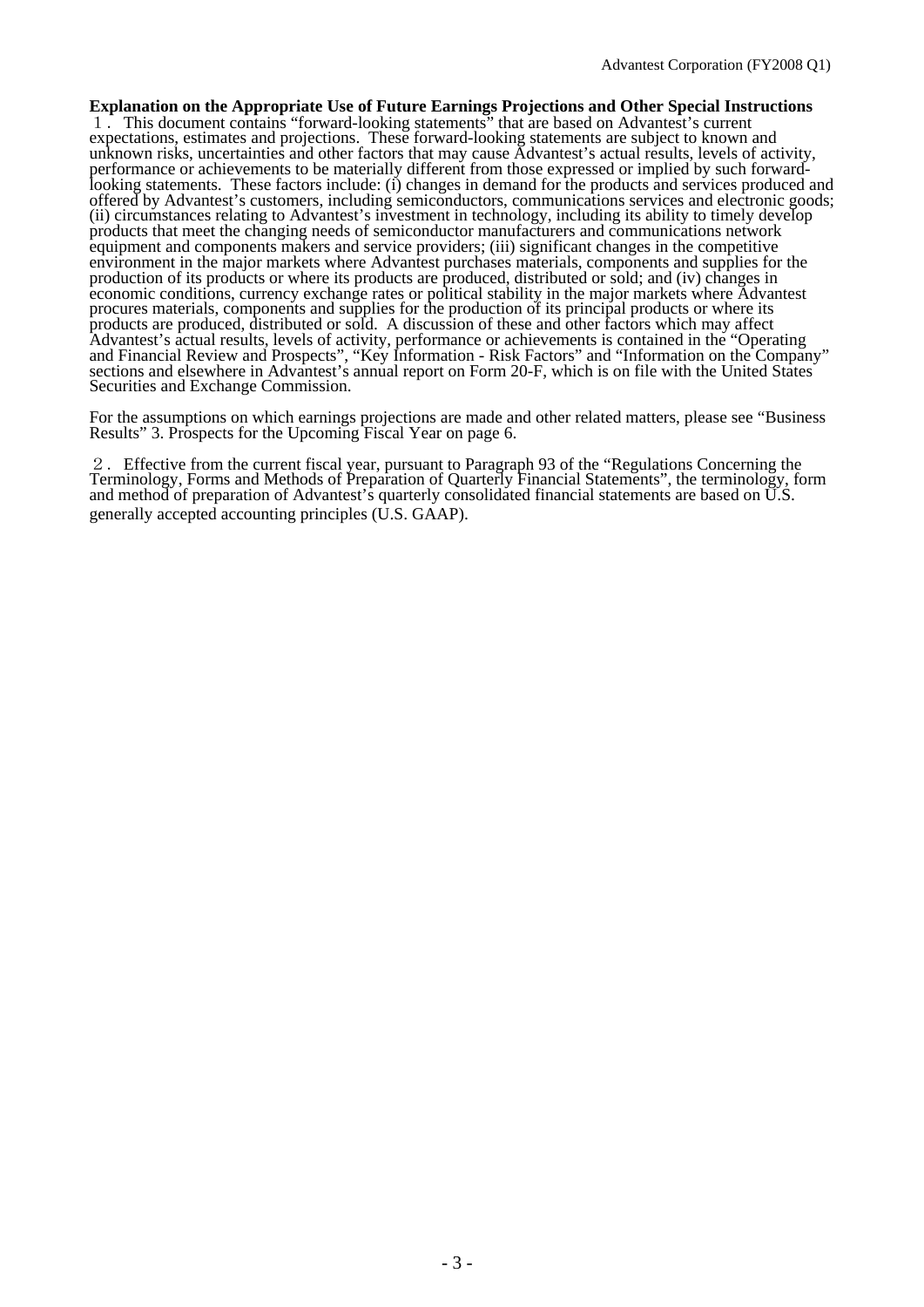**Explanation on the Appropriate Use of Future Earnings Projections and Other Special Instructions**

１．This document contains "forward-looking statements" that are based on Advantest's current expectations, estimates and projections. These forward-looking statements are subject to known and unknown risks, uncertainties and other factors that may cause Advantest's actual results, levels of activity, performance or achievements to be materially different from those expressed or implied by such forward-looking statements. These factors include: (i) changes in demand for the products and services produced and offered by Advantest's customers, including semiconductors, communications services and electronic goods; (ii) circumstances relating to Advantest's investment in technology, including its ability to timely develop products that meet the changing needs of semiconductor manufacturers and communications network equipment and components makers and service providers; (iii) significant changes in the competitive environment in the major markets where Advantest purchases materials, components and supplies for the production of its products or where its products are produced, distributed or sold; and (iv) changes in economic conditions, currency exchange rates or political stability in the major markets where Advantest procures materials, components and supplies for the production of its principal products or where its products are produced, distributed or sold. A discussion of these and other factors which may affect Advantest's actual results, levels of activity, performance or achievements is contained in the "Operating and Financial Review and Prospects", "Key Information - Risk Factors" and "Information on the Company" sections and elsewhere in Advantest's annual report on Form 20-F, which is on file with the United States Securities and Exchange Commission.

For the assumptions on which earnings projections are made and other related matters, please see "Business Results" 3. Prospects for the Upcoming Fiscal Year on page 6.

２．Effective from the current fiscal year, pursuant to Paragraph 93 of the "Regulations Concerning the Terminology, Forms and Methods of Preparation of Quarterly Financial Statements", the terminology, form and method of preparation of Advantest's quarterly consolidated financial statements are based on U.S. generally accepted accounting principles (U.S. GAAP).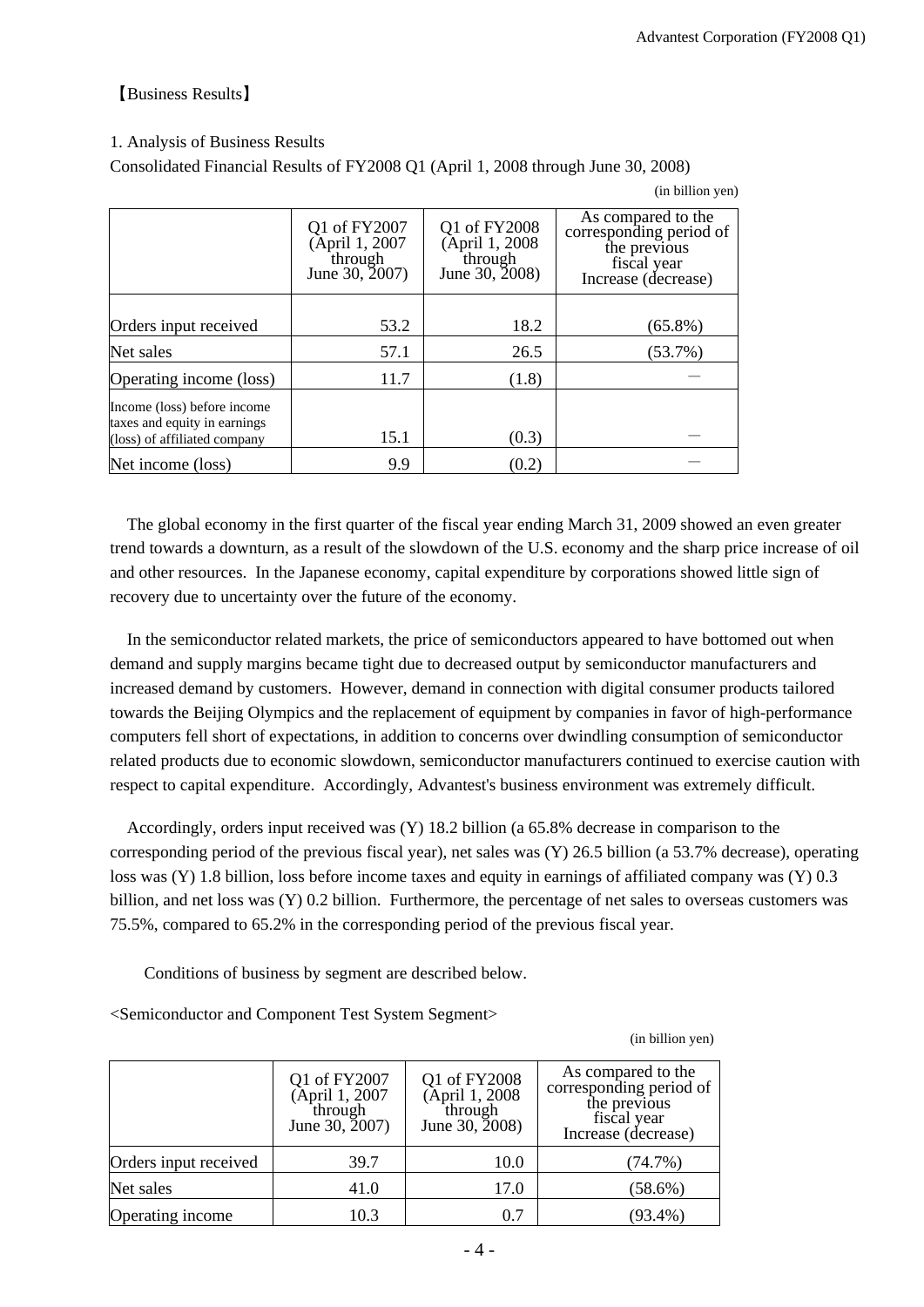【Business Results】

1. Analysis of Business Results

Consolidated Financial Results of FY2008 Q1 (April 1, 2008 through June 30, 2008)

(in billion yen)

| | Q1 of FY2007 (April 1, 2007 through June 30, 2007) | Q1 of FY2008 (April 1, 2008 through June 30, 2008) | As compared to the corresponding period of the previous fiscal year Increase (decrease) |
|---|---|---|---|
| Orders input received | 53.2 | 18.2 | (65.8%) |
| Net sales | 57.1 | 26.5 | (53.7%) |
| Operating income (loss) | 11.7 | (1.8) | － |
| Income (loss) before income taxes and equity in earnings (loss) of affiliated company | 15.1 | (0.3) | － |
| Net income (loss) | 9.9 | (0.2) | － |

The global economy in the first quarter of the fiscal year ending March 31, 2009 showed an even greater trend towards a downturn, as a result of the slowdown of the U.S. economy and the sharp price increase of oil and other resources. In the Japanese economy, capital expenditure by corporations showed little sign of recovery due to uncertainty over the future of the economy.

In the semiconductor related markets, the price of semiconductors appeared to have bottomed out when demand and supply margins became tight due to decreased output by semiconductor manufacturers and increased demand by customers. However, demand in connection with digital consumer products tailored towards the Beijing Olympics and the replacement of equipment by companies in favor of high-performance computers fell short of expectations, in addition to concerns over dwindling consumption of semiconductor related products due to economic slowdown, semiconductor manufacturers continued to exercise caution with respect to capital expenditure. Accordingly, Advantest's business environment was extremely difficult.

Accordingly, orders input received was (Y) 18.2 billion (a 65.8% decrease in comparison to the corresponding period of the previous fiscal year), net sales was (Y) 26.5 billion (a 53.7% decrease), operating loss was (Y) 1.8 billion, loss before income taxes and equity in earnings of affiliated company was (Y) 0.3 billion, and net loss was (Y) 0.2 billion. Furthermore, the percentage of net sales to overseas customers was 75.5%, compared to 65.2% in the corresponding period of the previous fiscal year.

Conditions of business by segment are described below.

<Semiconductor and Component Test System Segment>

(in billion yen)

| | Q1 of FY2007 (April 1, 2007 through June 30, 2007) | Q1 of FY2008 (April 1, 2008 through June 30, 2008) | As compared to the corresponding period of the previous fiscal year Increase (decrease) |
|---|---|---|---|
| Orders input received | 39.7 | 10.0 | (74.7%) |
| Net sales | 41.0 | 17.0 | (58.6%) |
| Operating income | 10.3 | 0.7 | (93.4%) |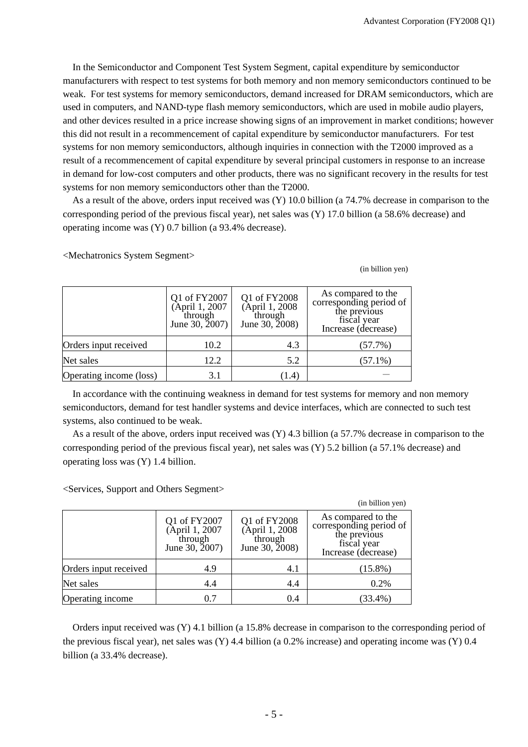In the Semiconductor and Component Test System Segment, capital expenditure by semiconductor manufacturers with respect to test systems for both memory and non memory semiconductors continued to be weak. For test systems for memory semiconductors, demand increased for DRAM semiconductors, which are used in computers, and NAND-type flash memory semiconductors, which are used in mobile audio players, and other devices resulted in a price increase showing signs of an improvement in market conditions; however this did not result in a recommencement of capital expenditure by semiconductor manufacturers. For test systems for non memory semiconductors, although inquiries in connection with the T2000 improved as a result of a recommencement of capital expenditure by several principal customers in response to an increase in demand for low-cost computers and other products, there was no significant recovery in the results for test systems for non memory semiconductors other than the T2000.

As a result of the above, orders input received was (Y) 10.0 billion (a 74.7% decrease in comparison to the corresponding period of the previous fiscal year), net sales was (Y) 17.0 billion (a 58.6% decrease) and operating income was (Y) 0.7 billion (a 93.4% decrease).

<Mechatronics System Segment>

(in billion yen)

| | Q1 of FY2007 (April 1, 2007 through June 30, 2007) | Q1 of FY2008 (April 1, 2008 through June 30, 2008) | As compared to the corresponding period of the previous fiscal year Increase (decrease) |
|---|---|---|---|
| Orders input received | 10.2 | 4.3 | (57.7%) |
| Net sales | 12.2 | 5.2 | (57.1%) |
| Operating income (loss) | 3.1 | (1.4) | — |

In accordance with the continuing weakness in demand for test systems for memory and non memory semiconductors, demand for test handler systems and device interfaces, which are connected to such test systems, also continued to be weak.

As a result of the above, orders input received was (Y) 4.3 billion (a 57.7% decrease in comparison to the corresponding period of the previous fiscal year), net sales was (Y) 5.2 billion (a 57.1% decrease) and operating loss was (Y) 1.4 billion.

<Services, Support and Others Segment>

(in billion yen)

| | Q1 of FY2007 (April 1, 2007 through June 30, 2007) | Q1 of FY2008 (April 1, 2008 through June 30, 2008) | As compared to the corresponding period of the previous fiscal year Increase (decrease) |
|---|---|---|---|
| Orders input received | 4.9 | 4.1 | (15.8%) |
| Net sales | 4.4 | 4.4 | 0.2% |
| Operating income | 0.7 | 0.4 | (33.4%) |

Orders input received was (Y) 4.1 billion (a 15.8% decrease in comparison to the corresponding period of the previous fiscal year), net sales was (Y) 4.4 billion (a 0.2% increase) and operating income was (Y) 0.4 billion (a 33.4% decrease).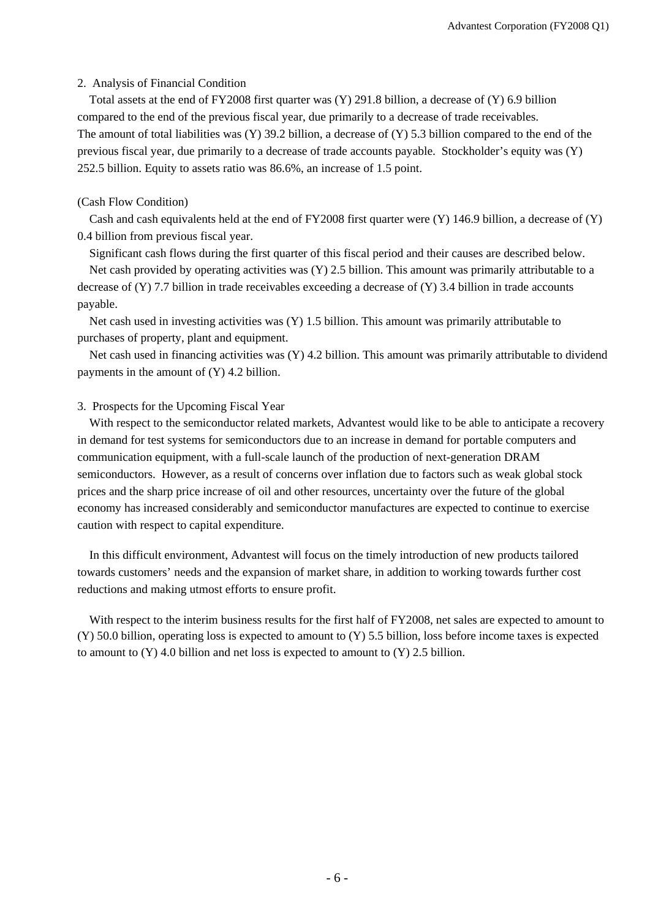## 2. Analysis of Financial Condition

Total assets at the end of FY2008 first quarter was (Y) 291.8 billion, a decrease of (Y) 6.9 billion compared to the end of the previous fiscal year, due primarily to a decrease of trade receivables. The amount of total liabilities was (Y) 39.2 billion, a decrease of (Y) 5.3 billion compared to the end of the previous fiscal year, due primarily to a decrease of trade accounts payable. Stockholder's equity was (Y) 252.5 billion. Equity to assets ratio was 86.6%, an increase of 1.5 point.

(Cash Flow Condition)

Cash and cash equivalents held at the end of FY2008 first quarter were (Y) 146.9 billion, a decrease of (Y) 0.4 billion from previous fiscal year.

Significant cash flows during the first quarter of this fiscal period and their causes are described below.

Net cash provided by operating activities was (Y) 2.5 billion. This amount was primarily attributable to a decrease of (Y) 7.7 billion in trade receivables exceeding a decrease of (Y) 3.4 billion in trade accounts payable.

Net cash used in investing activities was (Y) 1.5 billion. This amount was primarily attributable to purchases of property, plant and equipment.

Net cash used in financing activities was (Y) 4.2 billion. This amount was primarily attributable to dividend payments in the amount of (Y) 4.2 billion.

## 3. Prospects for the Upcoming Fiscal Year

With respect to the semiconductor related markets, Advantest would like to be able to anticipate a recovery in demand for test systems for semiconductors due to an increase in demand for portable computers and communication equipment, with a full-scale launch of the production of next-generation DRAM semiconductors. However, as a result of concerns over inflation due to factors such as weak global stock prices and the sharp price increase of oil and other resources, uncertainty over the future of the global economy has increased considerably and semiconductor manufactures are expected to continue to exercise caution with respect to capital expenditure.

In this difficult environment, Advantest will focus on the timely introduction of new products tailored towards customers' needs and the expansion of market share, in addition to working towards further cost reductions and making utmost efforts to ensure profit.

With respect to the interim business results for the first half of FY2008, net sales are expected to amount to (Y) 50.0 billion, operating loss is expected to amount to (Y) 5.5 billion, loss before income taxes is expected to amount to (Y) 4.0 billion and net loss is expected to amount to (Y) 2.5 billion.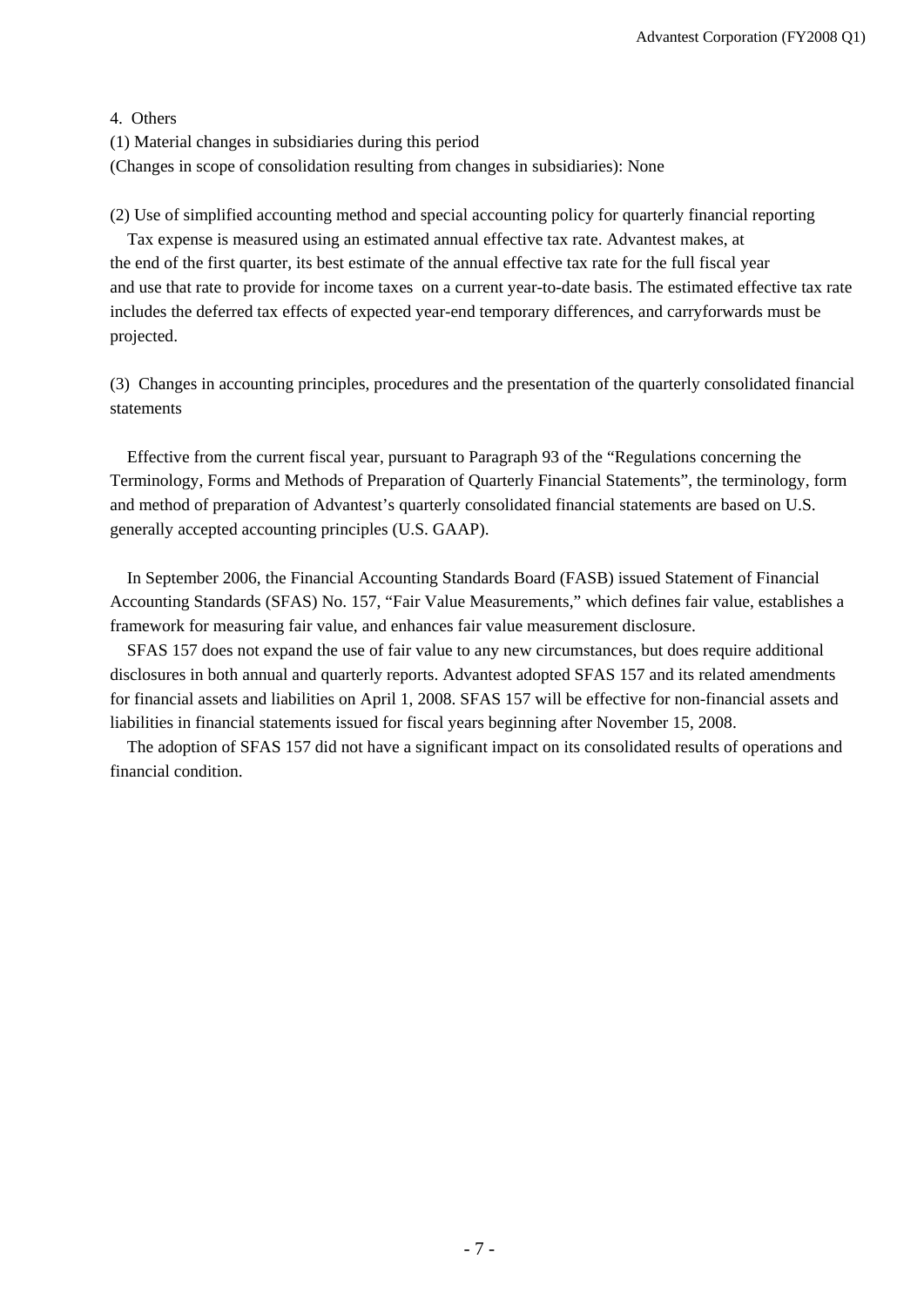4. Others

(1) Material changes in subsidiaries during this period
(Changes in scope of consolidation resulting from changes in subsidiaries): None

(2) Use of simplified accounting method and special accounting policy for quarterly financial reporting

Tax expense is measured using an estimated annual effective tax rate. Advantest makes, at the end of the first quarter, its best estimate of the annual effective tax rate for the full fiscal year and use that rate to provide for income taxes on a current year-to-date basis. The estimated effective tax rate includes the deferred tax effects of expected year-end temporary differences, and carryforwards must be projected.

(3) Changes in accounting principles, procedures and the presentation of the quarterly consolidated financial statements

Effective from the current fiscal year, pursuant to Paragraph 93 of the "Regulations concerning the Terminology, Forms and Methods of Preparation of Quarterly Financial Statements", the terminology, form and method of preparation of Advantest's quarterly consolidated financial statements are based on U.S. generally accepted accounting principles (U.S. GAAP).

In September 2006, the Financial Accounting Standards Board (FASB) issued Statement of Financial Accounting Standards (SFAS) No. 157, "Fair Value Measurements," which defines fair value, establishes a framework for measuring fair value, and enhances fair value measurement disclosure.

SFAS 157 does not expand the use of fair value to any new circumstances, but does require additional disclosures in both annual and quarterly reports. Advantest adopted SFAS 157 and its related amendments for financial assets and liabilities on April 1, 2008. SFAS 157 will be effective for non-financial assets and liabilities in financial statements issued for fiscal years beginning after November 15, 2008.

The adoption of SFAS 157 did not have a significant impact on its consolidated results of operations and financial condition.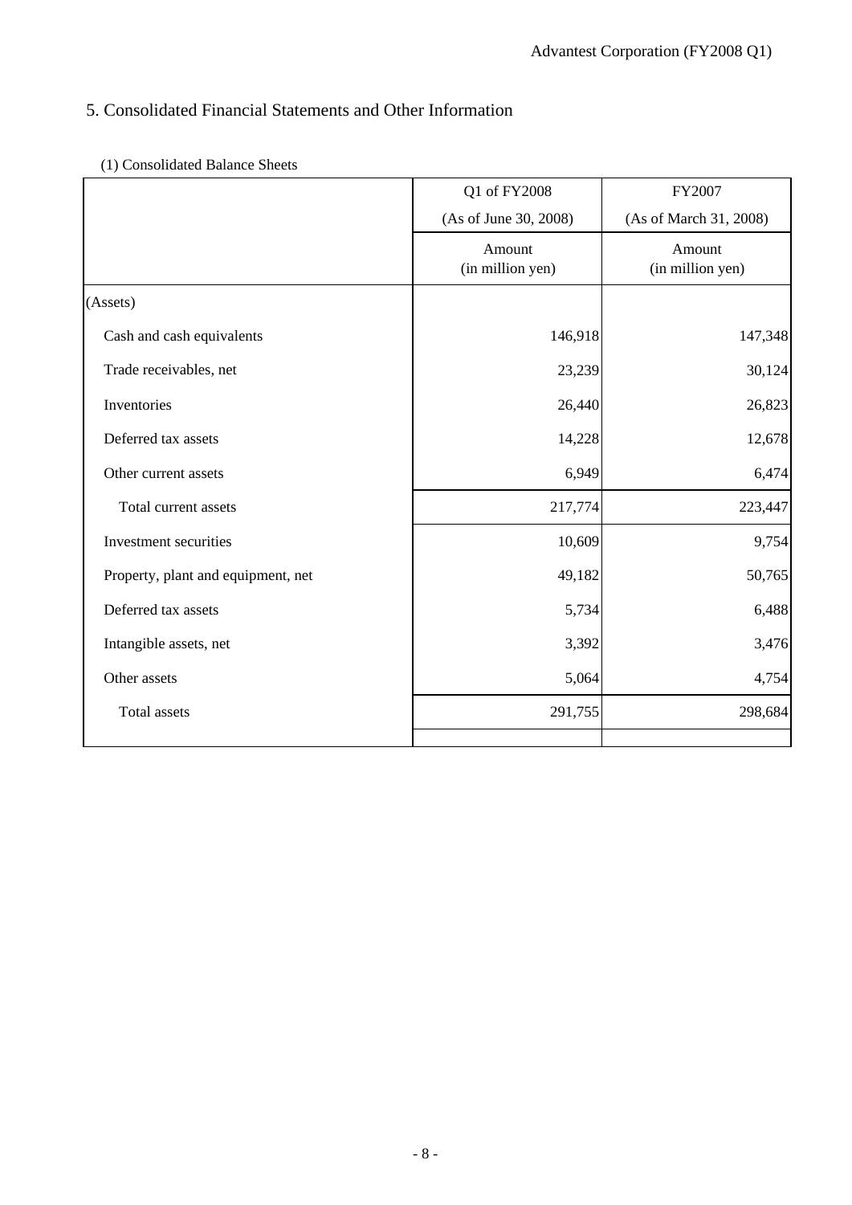## 5. Consolidated Financial Statements and Other Information

### (1) Consolidated Balance Sheets

| | Q1 of FY2008 | FY2007 |
|---|---|---|
| | (As of June 30, 2008) | (As of March 31, 2008) |
| | Amount (in million yen) | Amount (in million yen) |
| (Assets) | | |
| Cash and cash equivalents | 146,918 | 147,348 |
| Trade receivables, net | 23,239 | 30,124 |
| Inventories | 26,440 | 26,823 |
| Deferred tax assets | 14,228 | 12,678 |
| Other current assets | 6,949 | 6,474 |
| Total current assets | 217,774 | 223,447 |
| Investment securities | 10,609 | 9,754 |
| Property, plant and equipment, net | 49,182 | 50,765 |
| Deferred tax assets | 5,734 | 6,488 |
| Intangible assets, net | 3,392 | 3,476 |
| Other assets | 5,064 | 4,754 |
| Total assets | 291,755 | 298,684 |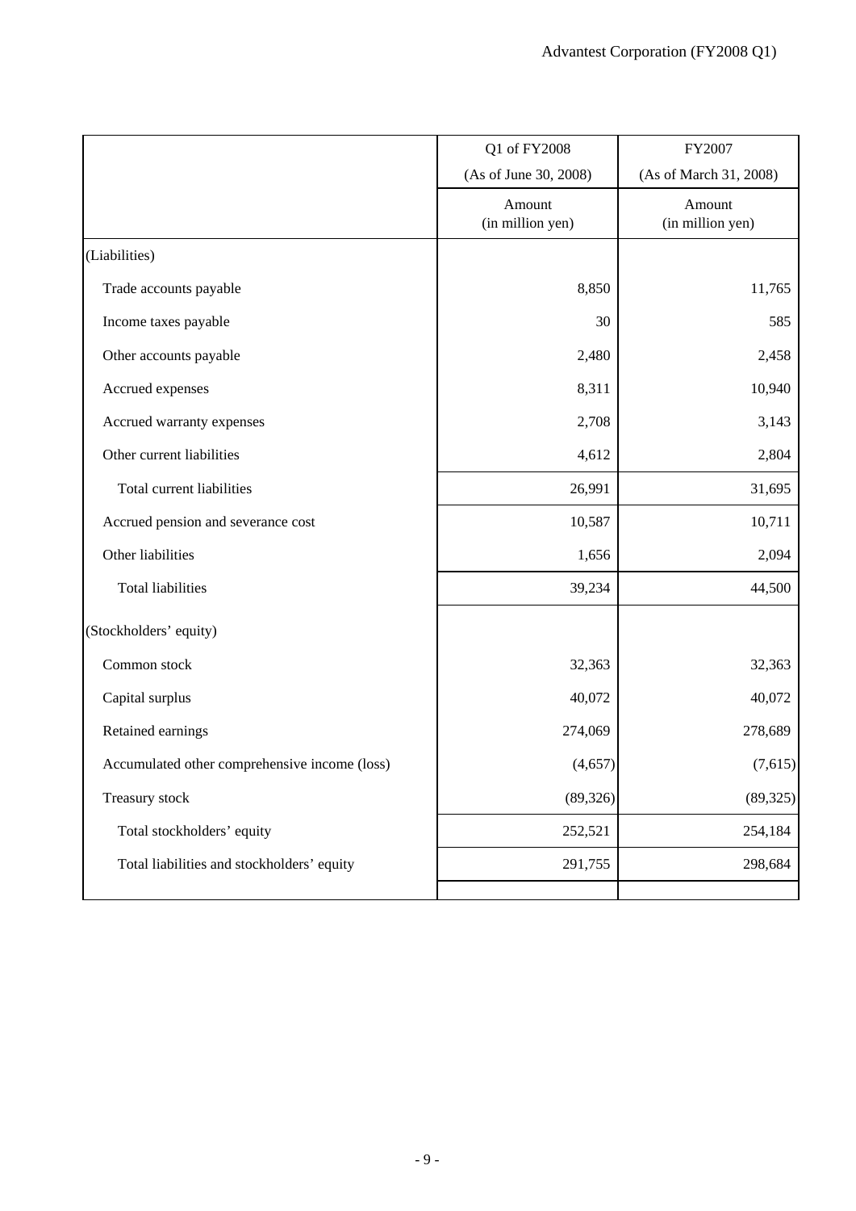| | Q1 of FY2008 (As of June 30, 2008) | FY2007 (As of March 31, 2008) |
|---|---|---|
| | Amount (in million yen) | Amount (in million yen) |
| (Liabilities) | | |
| Trade accounts payable | 8,850 | 11,765 |
| Income taxes payable | 30 | 585 |
| Other accounts payable | 2,480 | 2,458 |
| Accrued expenses | 8,311 | 10,940 |
| Accrued warranty expenses | 2,708 | 3,143 |
| Other current liabilities | 4,612 | 2,804 |
| Total current liabilities | 26,991 | 31,695 |
| Accrued pension and severance cost | 10,587 | 10,711 |
| Other liabilities | 1,656 | 2,094 |
| Total liabilities | 39,234 | 44,500 |
| (Stockholders' equity) | | |
| Common stock | 32,363 | 32,363 |
| Capital surplus | 40,072 | 40,072 |
| Retained earnings | 274,069 | 278,689 |
| Accumulated other comprehensive income (loss) | (4,657) | (7,615) |
| Treasury stock | (89,326) | (89,325) |
| Total stockholders' equity | 252,521 | 254,184 |
| Total liabilities and stockholders' equity | 291,755 | 298,684 |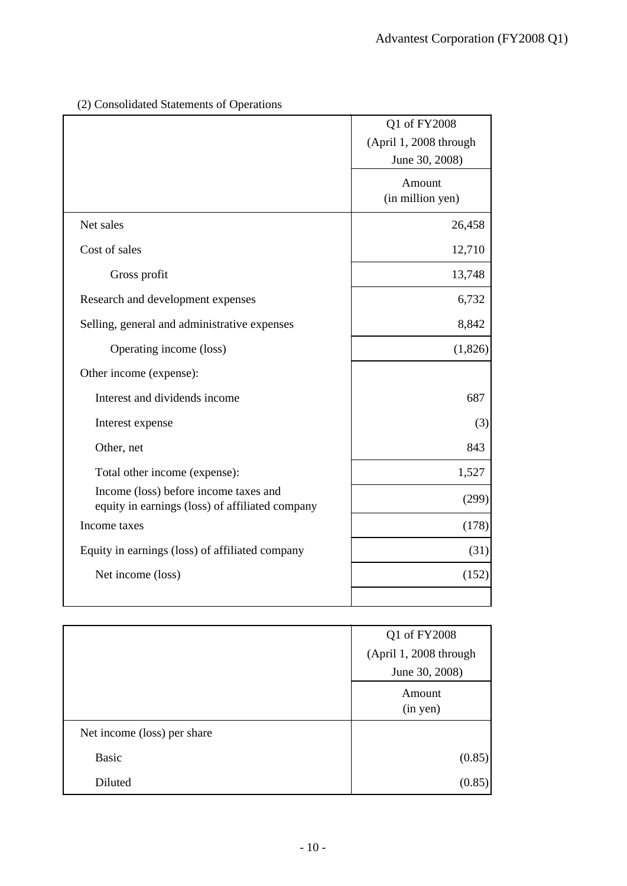(2) Consolidated Statements of Operations

| | Q1 of FY2008 (April 1, 2008 through June 30, 2008) |
|---|---|
| | Amount (in million yen) |
| Net sales | 26,458 |
| Cost of sales | 12,710 |
| Gross profit | 13,748 |
| Research and development expenses | 6,732 |
| Selling, general and administrative expenses | 8,842 |
| Operating income (loss) | (1,826) |
| Other income (expense): | |
| Interest and dividends income | 687 |
| Interest expense | (3) |
| Other, net | 843 |
| Total other income (expense): | 1,527 |
| Income (loss) before income taxes and equity in earnings (loss) of affiliated company | (299) |
| Income taxes | (178) |
| Equity in earnings (loss) of affiliated company | (31) |
| Net income (loss) | (152) |

| | Q1 of FY2008 (April 1, 2008 through June 30, 2008) |
|---|---|
| | Amount (in yen) |
| Net income (loss) per share | |
| Basic | (0.85) |
| Diluted | (0.85) |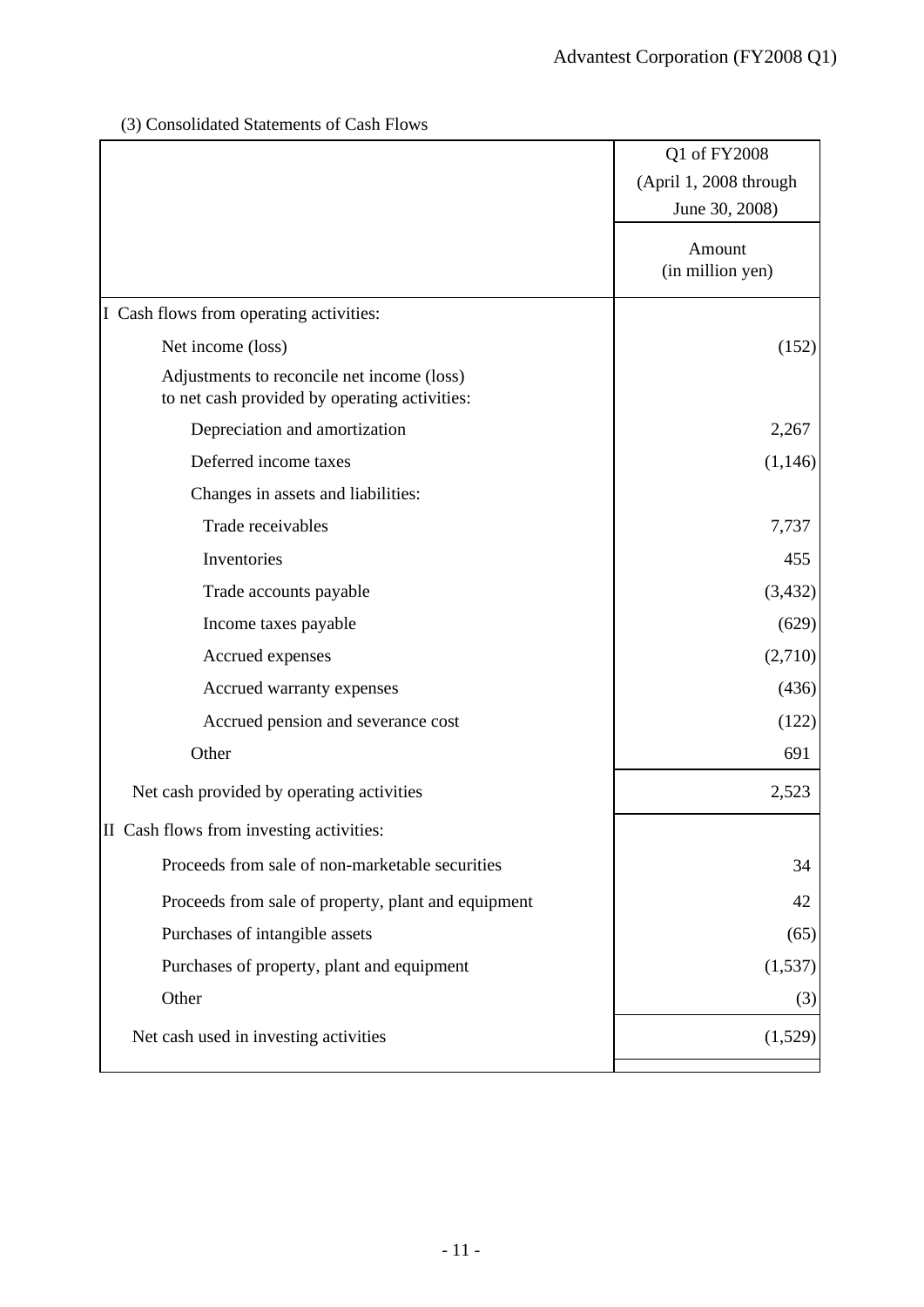(3) Consolidated Statements of Cash Flows

| | Q1 of FY2008 (April 1, 2008 through June 30, 2008) |
|---|---|
| | Amount (in million yen) |
| I Cash flows from operating activities: | |
| Net income (loss) | (152) |
| Adjustments to reconcile net income (loss) to net cash provided by operating activities: | |
| Depreciation and amortization | 2,267 |
| Deferred income taxes | (1,146) |
| Changes in assets and liabilities: | |
| Trade receivables | 7,737 |
| Inventories | 455 |
| Trade accounts payable | (3,432) |
| Income taxes payable | (629) |
| Accrued expenses | (2,710) |
| Accrued warranty expenses | (436) |
| Accrued pension and severance cost | (122) |
| Other | 691 |
| Net cash provided by operating activities | 2,523 |
| II Cash flows from investing activities: | |
| Proceeds from sale of non-marketable securities | 34 |
| Proceeds from sale of property, plant and equipment | 42 |
| Purchases of intangible assets | (65) |
| Purchases of property, plant and equipment | (1,537) |
| Other | (3) |
| Net cash used in investing activities | (1,529) |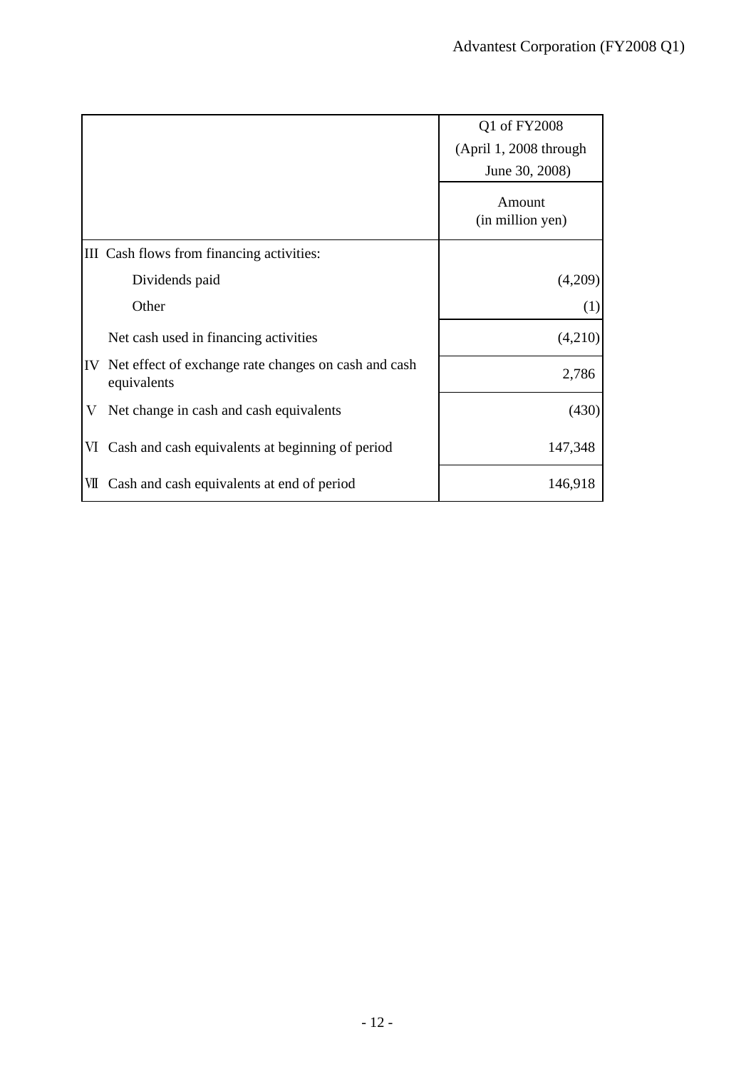| | Q1 of FY2008 (April 1, 2008 through June 30, 2008) |
|---|---|
| | Amount (in million yen) |
| III Cash flows from financing activities: | |
| Dividends paid | (4,209) |
| Other | (1) |
| Net cash used in financing activities | (4,210) |
| IV Net effect of exchange rate changes on cash and cash equivalents | 2,786 |
| V Net change in cash and cash equivalents | (430) |
| VI Cash and cash equivalents at beginning of period | 147,348 |
| VII Cash and cash equivalents at end of period | 146,918 |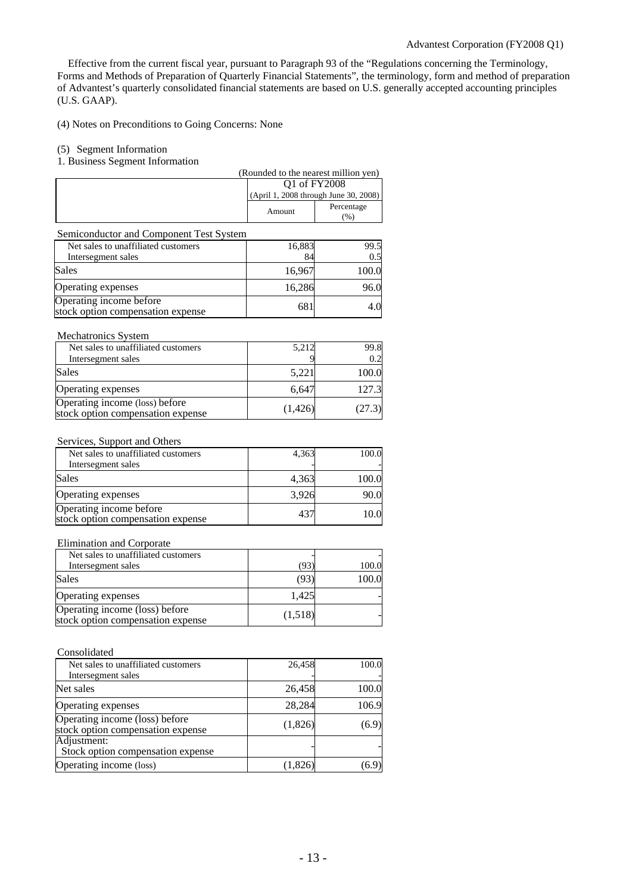Effective from the current fiscal year, pursuant to Paragraph 93 of the "Regulations concerning the Terminology, Forms and Methods of Preparation of Quarterly Financial Statements", the terminology, form and method of preparation of Advantest's quarterly consolidated financial statements are based on U.S. generally accepted accounting principles (U.S. GAAP).

(4) Notes on Preconditions to Going Concerns: None

(5) Segment Information

1. Business Segment Information

(Rounded to the nearest million yen)

| | Q1 of FY2008 (April 1, 2008 through June 30, 2008) | |
|---|---|---|
| | Amount | Percentage (%) |
| **Semiconductor and Component Test System** | | |
| Net sales to unaffiliated customers | 16,883 | 99.5 |
| Intersegment sales | 84 | 0.5 |
| Sales | 16,967 | 100.0 |
| Operating expenses | 16,286 | 96.0 |
| Operating income before stock option compensation expense | 681 | 4.0 |
| **Mechatronics System** | | |
| Net sales to unaffiliated customers | 5,212 | 99.8 |
| Intersegment sales | 9 | 0.2 |
| Sales | 5,221 | 100.0 |
| Operating expenses | 6,647 | 127.3 |
| Operating income (loss) before stock option compensation expense | (1,426) | (27.3) |
| **Services, Support and Others** | | |
| Net sales to unaffiliated customers | 4,363 | 100.0 |
| Intersegment sales | - | - |
| Sales | 4,363 | 100.0 |
| Operating expenses | 3,926 | 90.0 |
| Operating income before stock option compensation expense | 437 | 10.0 |
| **Elimination and Corporate** | | |
| Net sales to unaffiliated customers | - | - |
| Intersegment sales | (93) | 100.0 |
| Sales | (93) | 100.0 |
| Operating expenses | 1,425 | - |
| Operating income (loss) before stock option compensation expense | (1,518) | - |
| **Consolidated** | | |
| Net sales to unaffiliated customers | 26,458 | 100.0 |
| Intersegment sales | - | - |
| Net sales | 26,458 | 100.0 |
| Operating expenses | 28,284 | 106.9 |
| Operating income (loss) before stock option compensation expense | (1,826) | (6.9) |
| Adjustment: Stock option compensation expense | - | - |
| Operating income (loss) | (1,826) | (6.9) |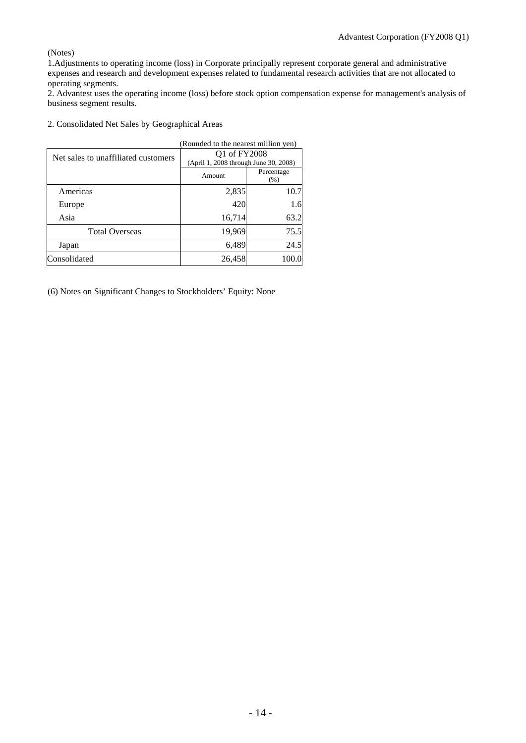(Notes)

1.Adjustments to operating income (loss) in Corporate principally represent corporate general and administrative expenses and research and development expenses related to fundamental research activities that are not allocated to operating segments.

2. Advantest uses the operating income (loss) before stock option compensation expense for management's analysis of business segment results.

2. Consolidated Net Sales by Geographical Areas

(Rounded to the nearest million yen)

| Net sales to unaffiliated customers | Q1 of FY2008 (April 1, 2008 through June 30, 2008) | |
|---|---|---|
| | Amount | Percentage (%) |
| Americas | 2,835 | 10.7 |
| Europe | 420 | 1.6 |
| Asia | 16,714 | 63.2 |
| Total Overseas | 19,969 | 75.5 |
| Japan | 6,489 | 24.5 |
| Consolidated | 26,458 | 100.0 |

(6) Notes on Significant Changes to Stockholders' Equity: None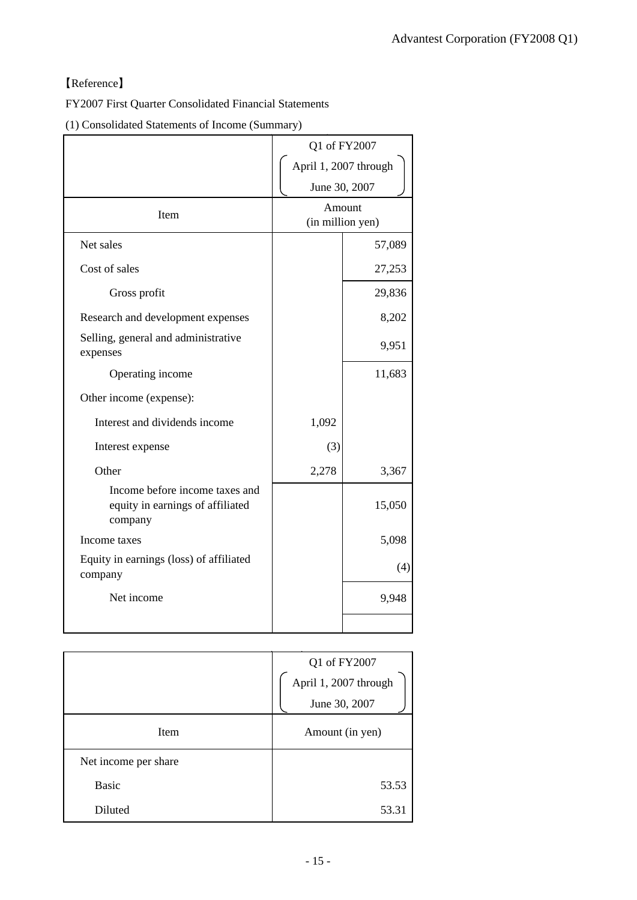【Reference】

FY2007 First Quarter Consolidated Financial Statements

(1) Consolidated Statements of Income (Summary)

| | Q1 of FY2007 (April 1, 2007 through June 30, 2007) | |
|---|---|---|
| Item | Amount (in million yen) | |
| Net sales | | 57,089 |
| Cost of sales | | 27,253 |
| Gross profit | | 29,836 |
| Research and development expenses | | 8,202 |
| Selling, general and administrative expenses | | 9,951 |
| Operating income | | 11,683 |
| Other income (expense): | | |
| Interest and dividends income | 1,092 | |
| Interest expense | (3) | |
| Other | 2,278 | 3,367 |
| Income before income taxes and equity in earnings of affiliated company | | 15,050 |
| Income taxes | | 5,098 |
| Equity in earnings (loss) of affiliated company | | (4) |
| Net income | | 9,948 |

| | Q1 of FY2007 (April 1, 2007 through June 30, 2007) |
|---|---|
| Item | Amount (in yen) |
| Net income per share | |
| Basic | 53.53 |
| Diluted | 53.31 |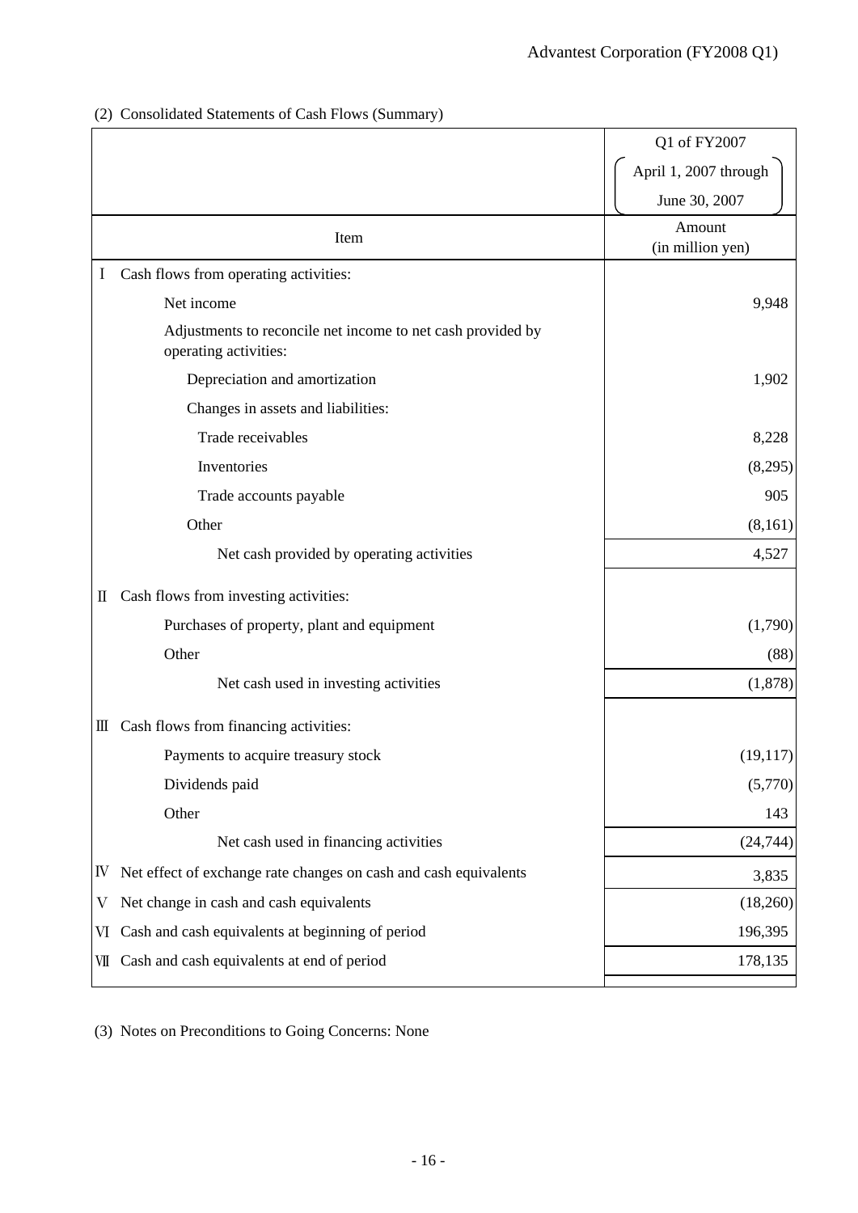## (2) Consolidated Statements of Cash Flows (Summary)

| | Q1 of FY2007 (April 1, 2007 through June 30, 2007) |
|---|---|
| Item | Amount (in million yen) |
| Ⅰ Cash flows from operating activities: | |
| Net income | 9,948 |
| Adjustments to reconcile net income to net cash provided by operating activities: | |
| Depreciation and amortization | 1,902 |
| Changes in assets and liabilities: | |
| Trade receivables | 8,228 |
| Inventories | (8,295) |
| Trade accounts payable | 905 |
| Other | (8,161) |
| Net cash provided by operating activities | 4,527 |
| Ⅱ Cash flows from investing activities: | |
| Purchases of property, plant and equipment | (1,790) |
| Other | (88) |
| Net cash used in investing activities | (1,878) |
| Ⅲ Cash flows from financing activities: | |
| Payments to acquire treasury stock | (19,117) |
| Dividends paid | (5,770) |
| Other | 143 |
| Net cash used in financing activities | (24,744) |
| Ⅳ Net effect of exchange rate changes on cash and cash equivalents | 3,835 |
| Ⅴ Net change in cash and cash equivalents | (18,260) |
| Ⅵ Cash and cash equivalents at beginning of period | 196,395 |
| Ⅶ Cash and cash equivalents at end of period | 178,135 |

(3) Notes on Preconditions to Going Concerns: None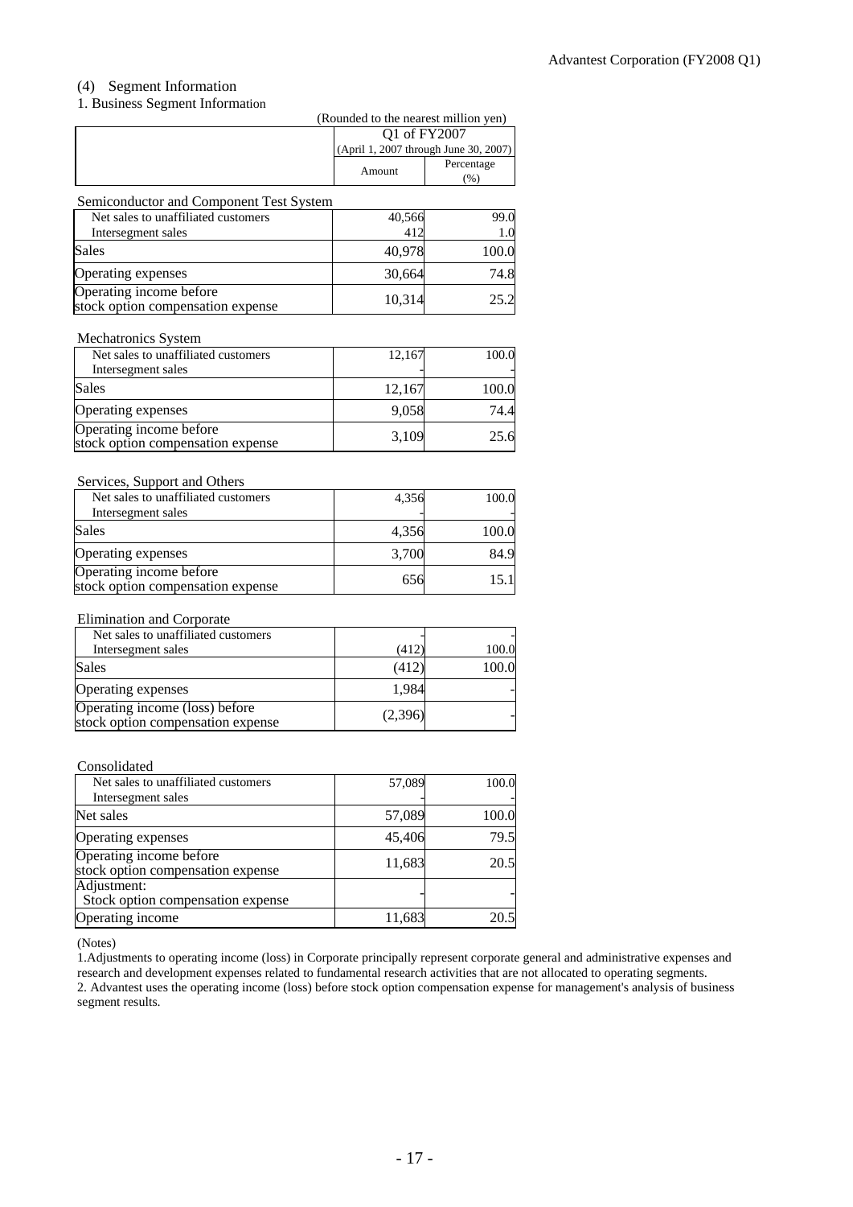## (4) Segment Information

### 1. Business Segment Information

(Rounded to the nearest million yen)

| | Q1 of FY2007 (April 1, 2007 through June 30, 2007) | |
|---|---|---|
| | Amount | Percentage (%) |
| **Semiconductor and Component Test System** | | |
| Net sales to unaffiliated customers | 40,566 | 99.0 |
| Intersegment sales | 412 | 1.0 |
| Sales | 40,978 | 100.0 |
| Operating expenses | 30,664 | 74.8 |
| Operating income before stock option compensation expense | 10,314 | 25.2 |
| **Mechatronics System** | | |
| Net sales to unaffiliated customers | 12,167 | 100.0 |
| Intersegment sales | - | - |
| Sales | 12,167 | 100.0 |
| Operating expenses | 9,058 | 74.4 |
| Operating income before stock option compensation expense | 3,109 | 25.6 |
| **Services, Support and Others** | | |
| Net sales to unaffiliated customers | 4,356 | 100.0 |
| Intersegment sales | - | - |
| Sales | 4,356 | 100.0 |
| Operating expenses | 3,700 | 84.9 |
| Operating income before stock option compensation expense | 656 | 15.1 |
| **Elimination and Corporate** | | |
| Net sales to unaffiliated customers | - | - |
| Intersegment sales | (412) | 100.0 |
| Sales | (412) | 100.0 |
| Operating expenses | 1,984 | - |
| Operating income (loss) before stock option compensation expense | (2,396) | - |
| **Consolidated** | | |
| Net sales to unaffiliated customers | 57,089 | 100.0 |
| Intersegment sales | - | - |
| Net sales | 57,089 | 100.0 |
| Operating expenses | 45,406 | 79.5 |
| Operating income before stock option compensation expense | 11,683 | 20.5 |
| Adjustment: Stock option compensation expense | - | - |
| Operating income | 11,683 | 20.5 |

(Notes)

1.Adjustments to operating income (loss) in Corporate principally represent corporate general and administrative expenses and research and development expenses related to fundamental research activities that are not allocated to operating segments.

2. Advantest uses the operating income (loss) before stock option compensation expense for management's analysis of business segment results.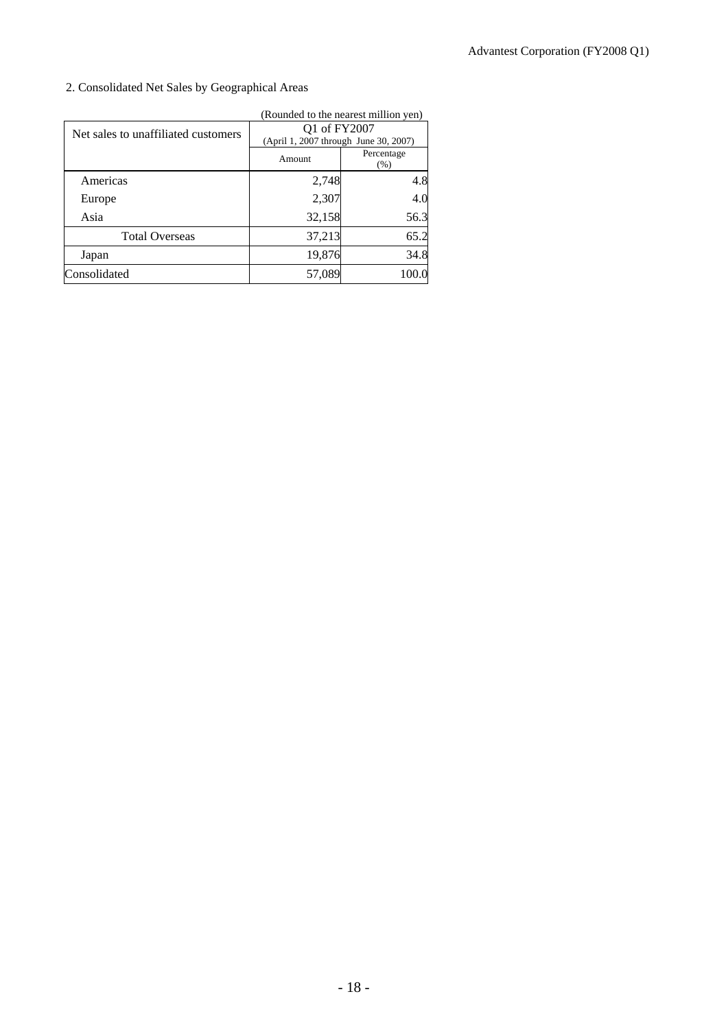## 2. Consolidated Net Sales by Geographical Areas

(Rounded to the nearest million yen)

| Net sales to unaffiliated customers | Q1 of FY2007 (April 1, 2007 through June 30, 2007) | |
|---|---|---|
| | Amount | Percentage (%) |
| Americas | 2,748 | 4.8 |
| Europe | 2,307 | 4.0 |
| Asia | 32,158 | 56.3 |
| Total Overseas | 37,213 | 65.2 |
| Japan | 19,876 | 34.8 |
| Consolidated | 57,089 | 100.0 |